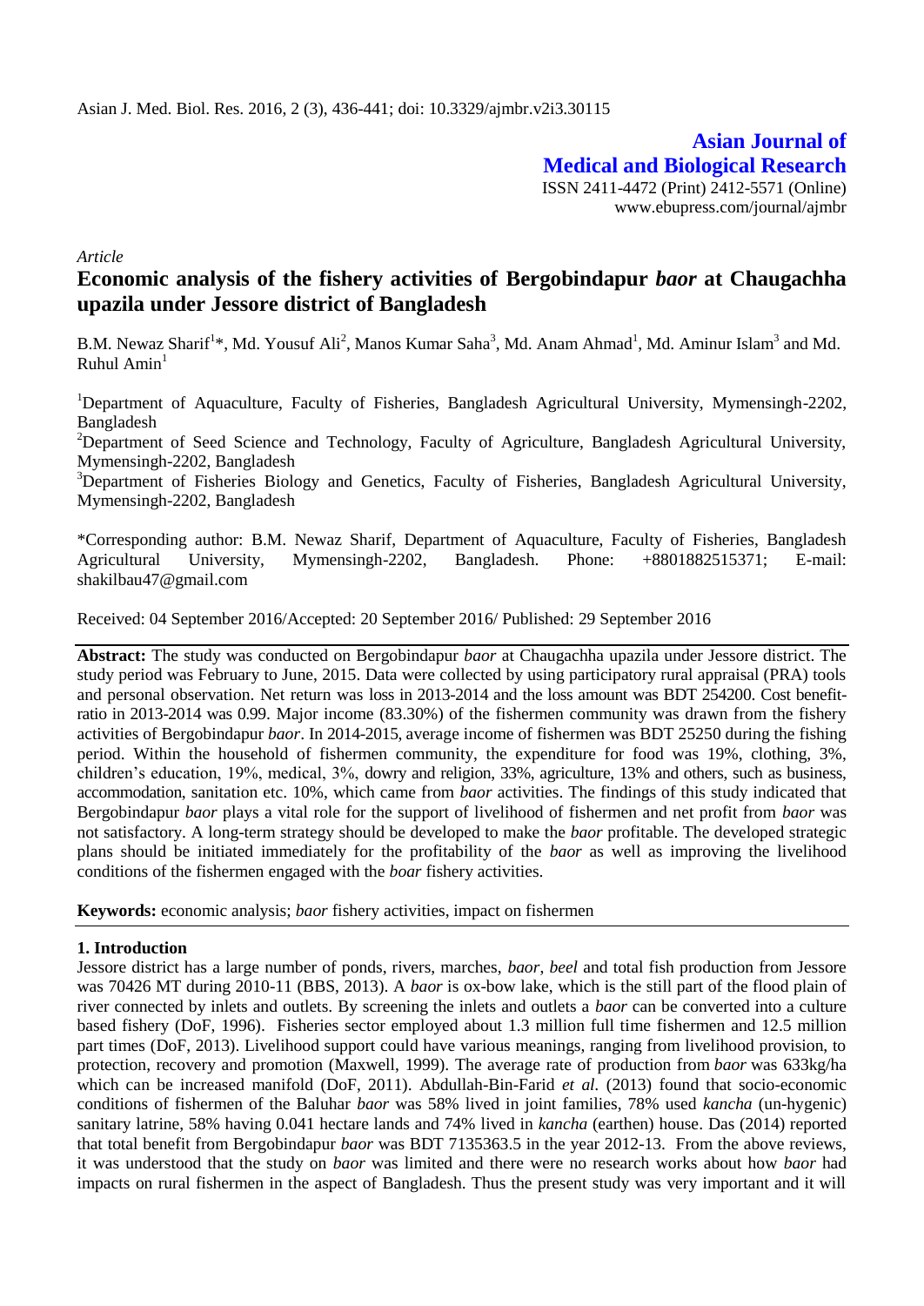**Asian Journal of Medical and Biological Research**

ISSN 2411-4472 (Print) 2412-5571 (Online)
www.ebupress.com/journal/ajmbr

*Article*

# Economic analysis of the fishery activities of Bergobindapur *baor* at Chaugachha upazila under Jessore district of Bangladesh

B.M. Newaz Sharif[1]*, Md. Yousuf Ali[2], Manos Kumar Saha[3], Md. Anam Ahmad[1], Md. Aminur Islam[3] and Md. Ruhul Amin[1]

[1]Department of Aquaculture, Faculty of Fisheries, Bangladesh Agricultural University, Mymensingh-2202, Bangladesh

[2]Department of Seed Science and Technology, Faculty of Agriculture, Bangladesh Agricultural University, Mymensingh-2202, Bangladesh

[3]Department of Fisheries Biology and Genetics, Faculty of Fisheries, Bangladesh Agricultural University, Mymensingh-2202, Bangladesh

*Corresponding author: B.M. Newaz Sharif, Department of Aquaculture, Faculty of Fisheries, Bangladesh Agricultural University, Mymensingh-2202, Bangladesh. Phone: +8801882515371; E-mail: shakilbau47@gmail.com

Received: 04 September 2016/Accepted: 20 September 2016/ Published: 29 September 2016

**Abstract:** The study was conducted on Bergobindapur *baor* at Chaugachha upazila under Jessore district. The study period was February to June, 2015. Data were collected by using participatory rural appraisal (PRA) tools and personal observation. Net return was loss in 2013-2014 and the loss amount was BDT 254200. Cost benefit-ratio in 2013-2014 was 0.99. Major income (83.30%) of the fishermen community was drawn from the fishery activities of Bergobindapur *baor*. In 2014-2015, average income of fishermen was BDT 25250 during the fishing period. Within the household of fishermen community, the expenditure for food was 19%, clothing, 3%, children's education, 19%, medical, 3%, dowry and religion, 33%, agriculture, 13% and others, such as business, accommodation, sanitation etc. 10%, which came from *baor* activities. The findings of this study indicated that Bergobindapur *baor* plays a vital role for the support of livelihood of fishermen and net profit from *baor* was not satisfactory. A long-term strategy should be developed to make the *baor* profitable. The developed strategic plans should be initiated immediately for the profitability of the *baor* as well as improving the livelihood conditions of the fishermen engaged with the *boar* fishery activities.

**Keywords:** economic analysis; *baor* fishery activities, impact on fishermen

## 1. Introduction

Jessore district has a large number of ponds, rivers, marches, *baor*, *beel* and total fish production from Jessore was 70426 MT during 2010-11 (BBS, 2013). A *baor* is ox-bow lake, which is the still part of the flood plain of river connected by inlets and outlets. By screening the inlets and outlets a *baor* can be converted into a culture based fishery (DoF, 1996). Fisheries sector employed about 1.3 million full time fishermen and 12.5 million part times (DoF, 2013). Livelihood support could have various meanings, ranging from livelihood provision, to protection, recovery and promotion (Maxwell, 1999). The average rate of production from *baor* was 633kg/ha which can be increased manifold (DoF, 2011). Abdullah-Bin-Farid *et al.* (2013) found that socio-economic conditions of fishermen of the Baluhar *baor* was 58% lived in joint families, 78% used *kancha* (un-hygenic) sanitary latrine, 58% having 0.041 hectare lands and 74% lived in *kancha* (earthen) house. Das (2014) reported that total benefit from Bergobindapur *baor* was BDT 7135363.5 in the year 2012-13. From the above reviews, it was understood that the study on *baor* was limited and there were no research works about how *baor* had impacts on rural fishermen in the aspect of Bangladesh. Thus the present study was very important and it will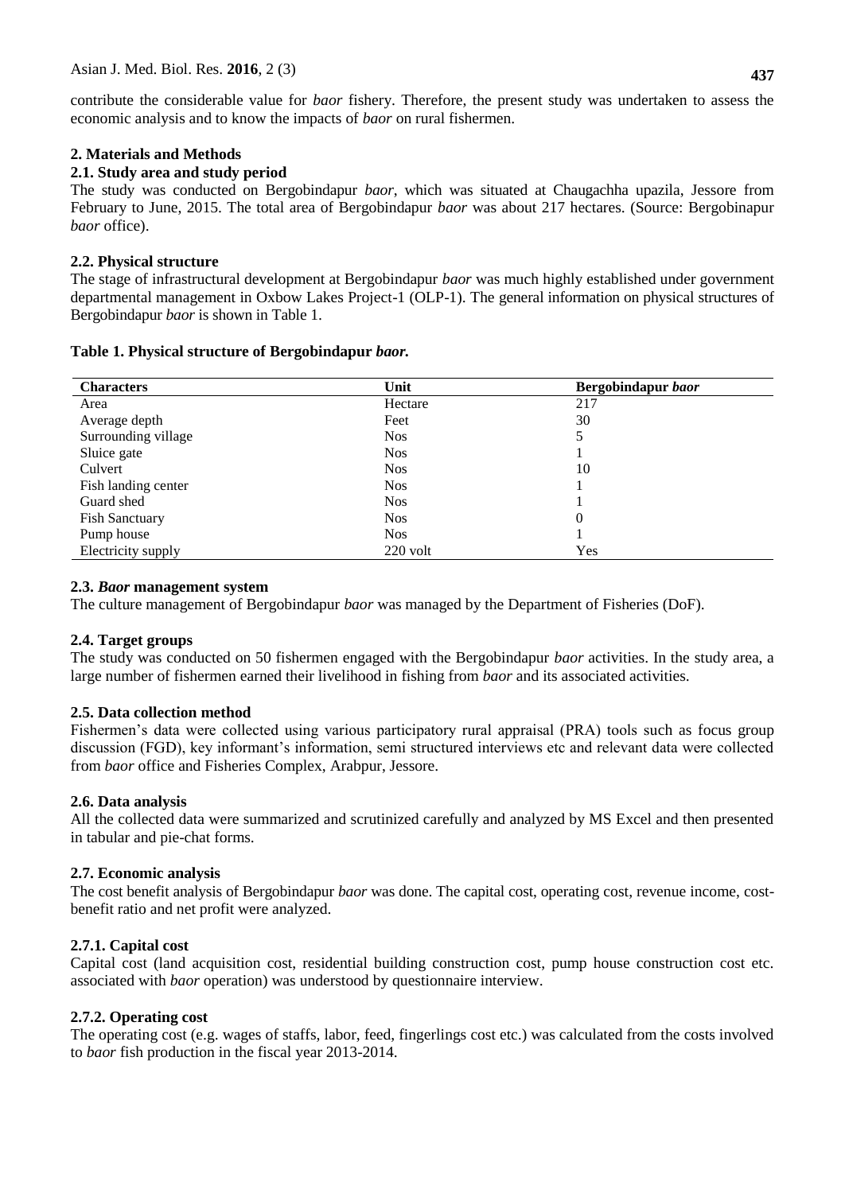contribute the considerable value for *baor* fishery. Therefore, the present study was undertaken to assess the economic analysis and to know the impacts of *baor* on rural fishermen.

## 2. Materials and Methods

### 2.1. Study area and study period

The study was conducted on Bergobindapur *baor*, which was situated at Chaugachha upazila, Jessore from February to June, 2015. The total area of Bergobindapur *baor* was about 217 hectares. (Source: Bergobinapur *baor* office).

### 2.2. Physical structure

The stage of infrastructural development at Bergobindapur *baor* was much highly established under government departmental management in Oxbow Lakes Project-1 (OLP-1). The general information on physical structures of Bergobindapur *baor* is shown in Table 1.

**Table 1. Physical structure of Bergobindapur *baor*.**

| Characters | Unit | Bergobindapur *baor* |
|---|---|---|
| Area | Hectare | 217 |
| Average depth | Feet | 30 |
| Surrounding village | Nos | 5 |
| Sluice gate | Nos | 1 |
| Culvert | Nos | 10 |
| Fish landing center | Nos | 1 |
| Guard shed | Nos | 1 |
| Fish Sanctuary | Nos | 0 |
| Pump house | Nos | 1 |
| Electricity supply | 220 volt | Yes |

### 2.3. *Baor* management system

The culture management of Bergobindapur *baor* was managed by the Department of Fisheries (DoF).

### 2.4. Target groups

The study was conducted on 50 fishermen engaged with the Bergobindapur *baor* activities. In the study area, a large number of fishermen earned their livelihood in fishing from *baor* and its associated activities.

### 2.5. Data collection method

Fishermen's data were collected using various participatory rural appraisal (PRA) tools such as focus group discussion (FGD), key informant's information, semi structured interviews etc and relevant data were collected from *baor* office and Fisheries Complex, Arabpur, Jessore.

### 2.6. Data analysis

All the collected data were summarized and scrutinized carefully and analyzed by MS Excel and then presented in tabular and pie-chat forms.

### 2.7. Economic analysis

The cost benefit analysis of Bergobindapur *baor* was done. The capital cost, operating cost, revenue income, cost-benefit ratio and net profit were analyzed.

#### 2.7.1. Capital cost

Capital cost (land acquisition cost, residential building construction cost, pump house construction cost etc. associated with *baor* operation) was understood by questionnaire interview.

#### 2.7.2. Operating cost

The operating cost (e.g. wages of staffs, labor, feed, fingerlings cost etc.) was calculated from the costs involved to *baor* fish production in the fiscal year 2013-2014.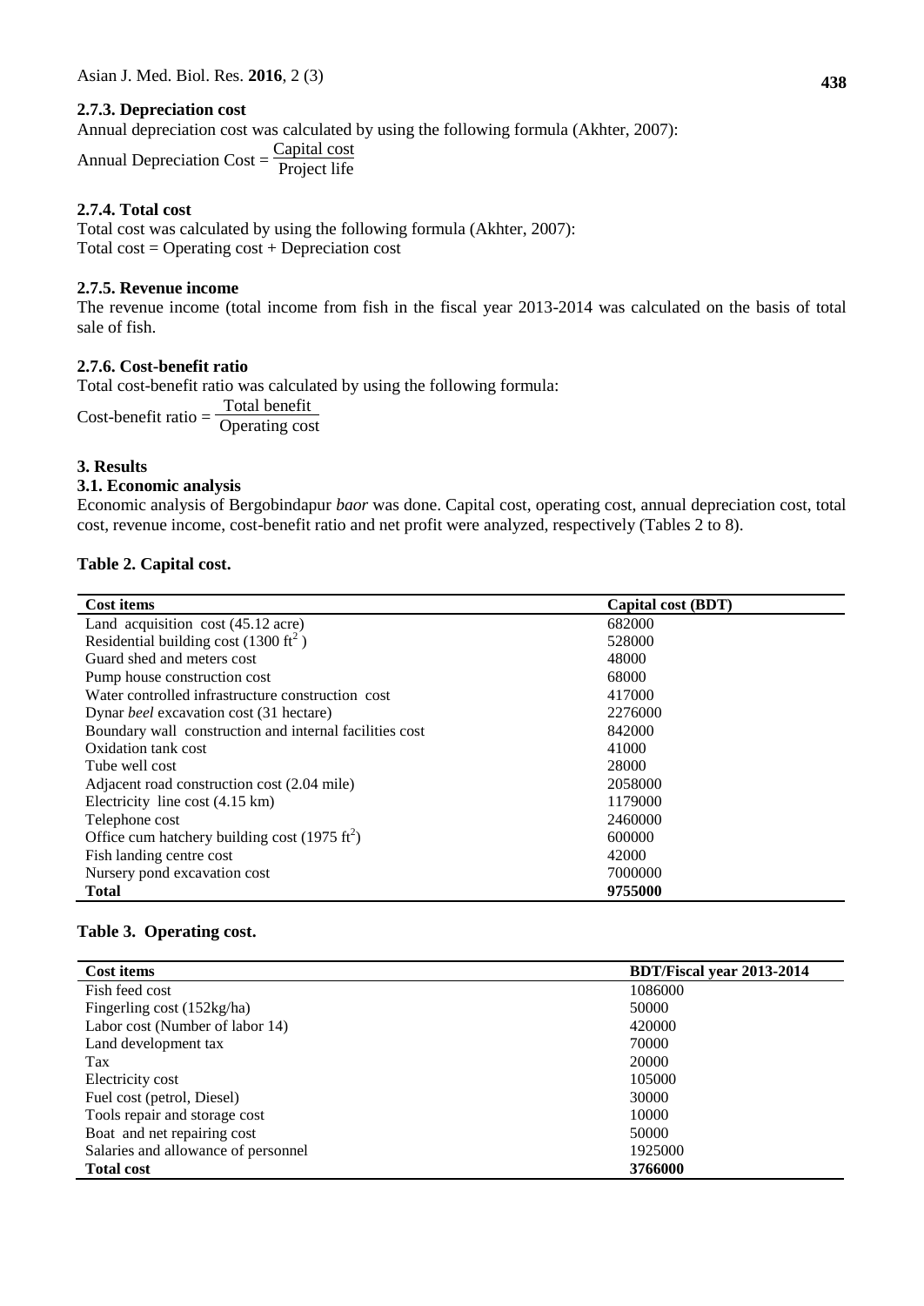### 2.7.3. Depreciation cost

Annual depreciation cost was calculated by using the following formula (Akhter, 2007):

$$\text{Annual Depreciation Cost} = \frac{\text{Capital cost}}{\text{Project life}}$$

### 2.7.4. Total cost

Total cost was calculated by using the following formula (Akhter, 2007):
Total cost = Operating cost + Depreciation cost

### 2.7.5. Revenue income

The revenue income (total income from fish in the fiscal year 2013-2014 was calculated on the basis of total sale of fish.

### 2.7.6. Cost-benefit ratio

Total cost-benefit ratio was calculated by using the following formula:

$$\text{Cost-benefit ratio} = \frac{\text{Total benefit}}{\text{Operating cost}}$$

## 3. Results

### 3.1. Economic analysis

Economic analysis of Bergobindapur *baor* was done. Capital cost, operating cost, annual depreciation cost, total cost, revenue income, cost-benefit ratio and net profit were analyzed, respectively (Tables 2 to 8).

**Table 2. Capital cost.**

| Cost items | Capital cost (BDT) |
|---|---|
| Land acquisition cost (45.12 acre) | 682000 |
| Residential building cost (1300 $ft^2$) | 528000 |
| Guard shed and meters cost | 48000 |
| Pump house construction cost | 68000 |
| Water controlled infrastructure construction cost | 417000 |
| Dynar *beel* excavation cost (31 hectare) | 2276000 |
| Boundary wall construction and internal facilities cost | 842000 |
| Oxidation tank cost | 41000 |
| Tube well cost | 28000 |
| Adjacent road construction cost (2.04 mile) | 2058000 |
| Electricity line cost (4.15 km) | 1179000 |
| Telephone cost | 2460000 |
| Office cum hatchery building cost (1975 $ft^2$) | 600000 |
| Fish landing centre cost | 42000 |
| Nursery pond excavation cost | 7000000 |
| **Total** | **9755000** |

**Table 3. Operating cost.**

| Cost items | BDT/Fiscal year 2013-2014 |
|---|---|
| Fish feed cost | 1086000 |
| Fingerling cost (152kg/ha) | 50000 |
| Labor cost (Number of labor 14) | 420000 |
| Land development tax | 70000 |
| Tax | 20000 |
| Electricity cost | 105000 |
| Fuel cost (petrol, Diesel) | 30000 |
| Tools repair and storage cost | 10000 |
| Boat and net repairing cost | 50000 |
| Salaries and allowance of personnel | 1925000 |
| **Total cost** | **3766000** |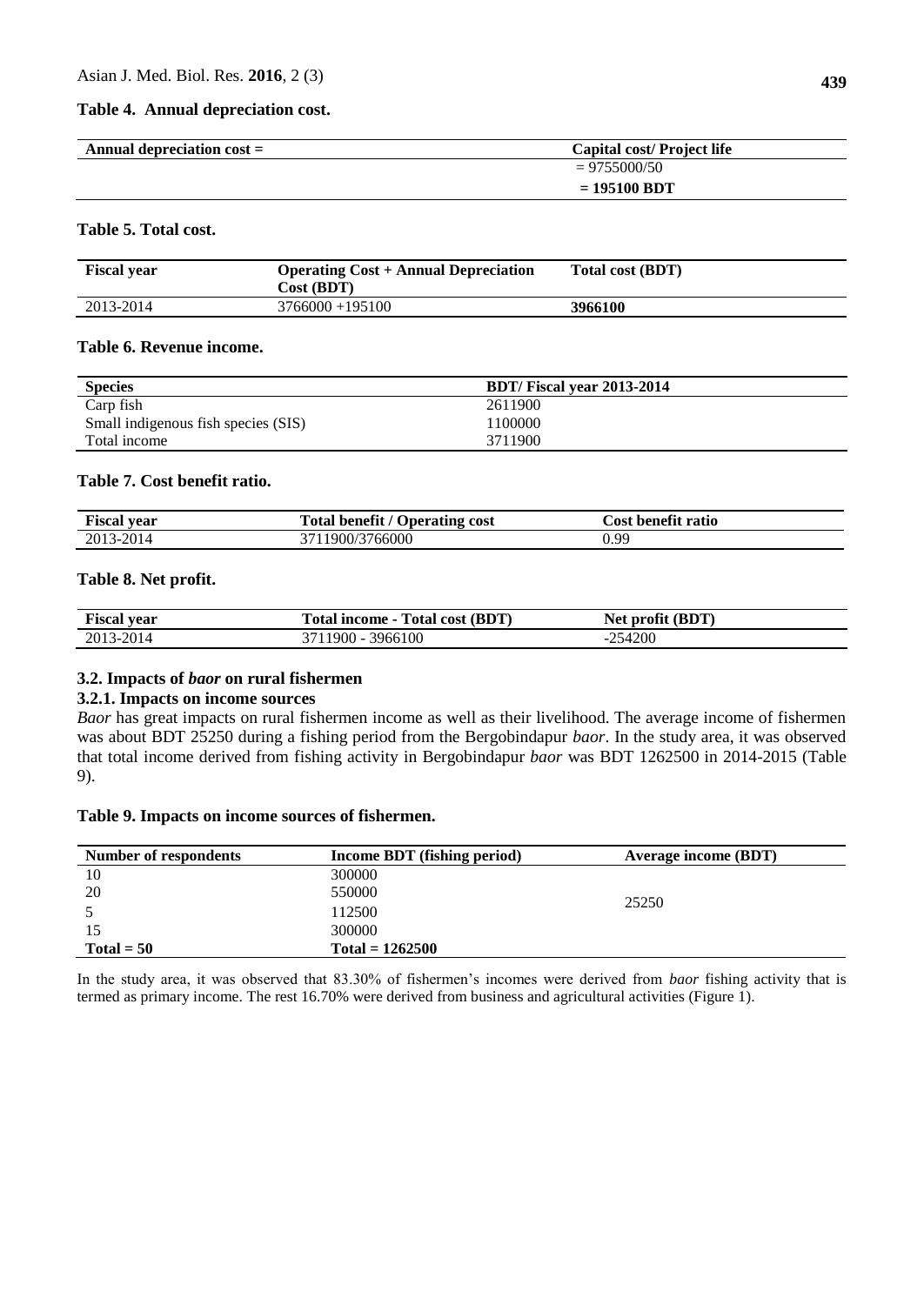**Table 4. Annual depreciation cost.**

| Annual depreciation cost = | Capital cost/ Project life |
|---|---|
| | = 9755000/50 |
| | **= 195100 BDT** |

**Table 5. Total cost.**

| Fiscal year | Operating Cost + Annual Depreciation Cost (BDT) | Total cost (BDT) |
|---|---|---|
| 2013-2014 | 3766000 +195100 | **3966100** |

**Table 6. Revenue income.**

| Species | BDT/ Fiscal year 2013-2014 |
|---|---|
| Carp fish | 2611900 |
| Small indigenous fish species (SIS) | 1100000 |
| Total income | 3711900 |

**Table 7. Cost benefit ratio.**

| Fiscal year | Total benefit / Operating cost | Cost benefit ratio |
|---|---|---|
| 2013-2014 | 3711900/3766000 | 0.99 |

**Table 8. Net profit.**

| Fiscal year | Total income - Total cost (BDT) | Net profit (BDT) |
|---|---|---|
| 2013-2014 | 3711900 - 3966100 | -254200 |

### 3.2. Impacts of *baor* on rural fishermen

#### 3.2.1. Impacts on income sources

*Baor* has great impacts on rural fishermen income as well as their livelihood. The average income of fishermen was about BDT 25250 during a fishing period from the Bergobindapur *baor*. In the study area, it was observed that total income derived from fishing activity in Bergobindapur *baor* was BDT 1262500 in 2014-2015 (Table 9).

**Table 9. Impacts on income sources of fishermen.**

| Number of respondents | Income BDT (fishing period) | Average income (BDT) |
|---|---|---|
| 10 | 300000 | |
| 20 | 550000 | 25250 |
| 5 | 112500 | |
| 15 | 300000 | |
| **Total = 50** | **Total = 1262500** | |

In the study area, it was observed that 83.30% of fishermen's incomes were derived from *baor* fishing activity that is termed as primary income. The rest 16.70% were derived from business and agricultural activities (Figure 1).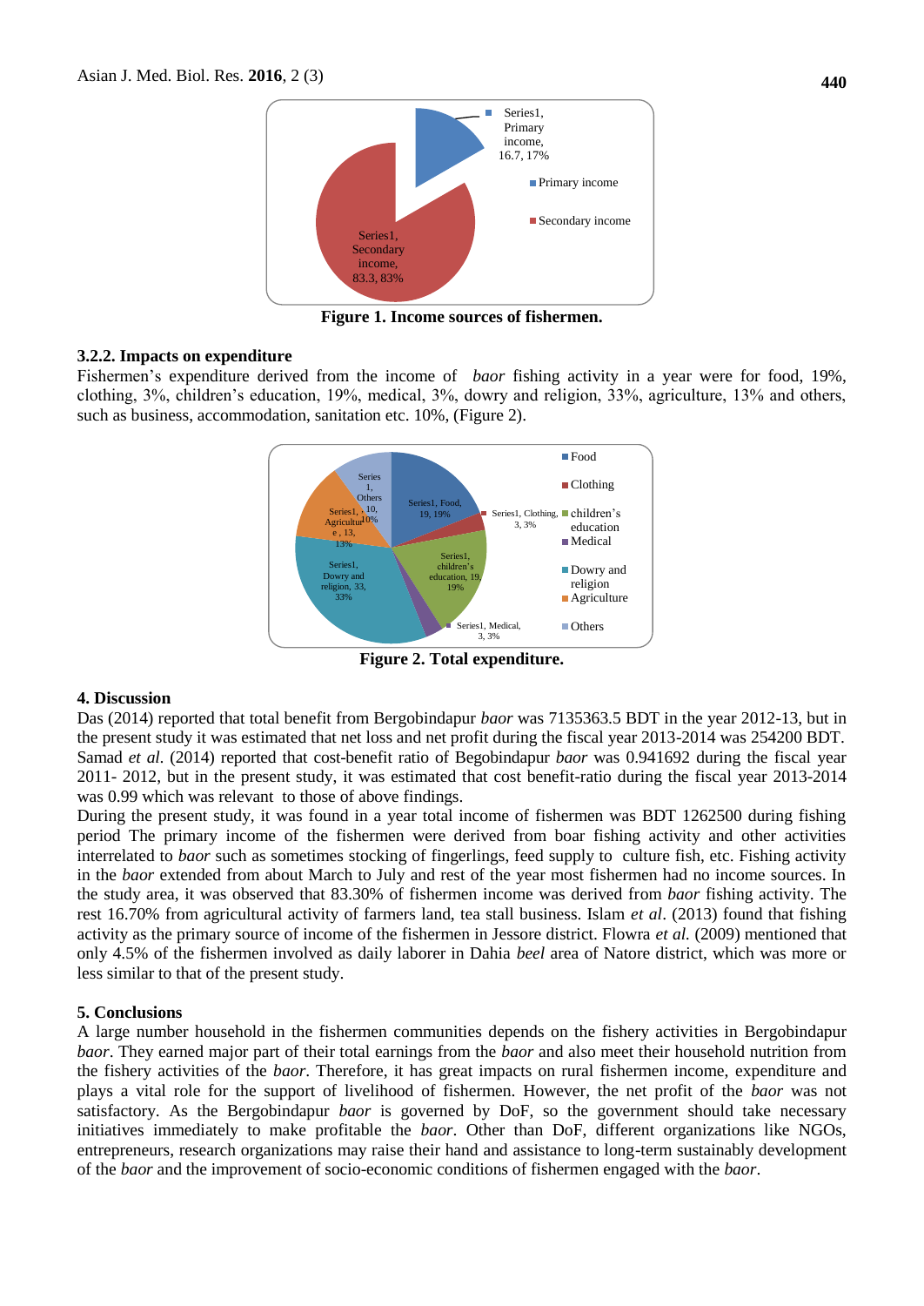Figure 1. Income sources of fishermen.

### 3.2.2. Impacts on expenditure

Fishermen's expenditure derived from the income of *baor* fishing activity in a year were for food, 19%, clothing, 3%, children's education, 19%, medical, 3%, dowry and religion, 33%, agriculture, 13% and others, such as business, accommodation, sanitation etc. 10%, (Figure 2).

Figure 2. Total expenditure.

## 4. Discussion

Das (2014) reported that total benefit from Bergobindapur *baor* was 7135363.5 BDT in the year 2012-13, but in the present study it was estimated that net loss and net profit during the fiscal year 2013-2014 was 254200 BDT. Samad *et al*. (2014) reported that cost-benefit ratio of Begobindapur *baor* was 0.941692 during the fiscal year 2011- 2012, but in the present study, it was estimated that cost benefit-ratio during the fiscal year 2013-2014 was 0.99 which was relevant to those of above findings.

During the present study, it was found in a year total income of fishermen was BDT 1262500 during fishing period The primary income of the fishermen were derived from boar fishing activity and other activities interrelated to *baor* such as sometimes stocking of fingerlings, feed supply to culture fish, etc. Fishing activity in the *baor* extended from about March to July and rest of the year most fishermen had no income sources. In the study area, it was observed that 83.30% of fishermen income was derived from *baor* fishing activity. The rest 16.70% from agricultural activity of farmers land, tea stall business. Islam *et al*. (2013) found that fishing activity as the primary source of income of the fishermen in Jessore district. Flowra *et al.* (2009) mentioned that only 4.5% of the fishermen involved as daily laborer in Dahia *beel* area of Natore district, which was more or less similar to that of the present study.

## 5. Conclusions

A large number household in the fishermen communities depends on the fishery activities in Bergobindapur *baor*. They earned major part of their total earnings from the *baor* and also meet their household nutrition from the fishery activities of the *baor*. Therefore, it has great impacts on rural fishermen income, expenditure and plays a vital role for the support of livelihood of fishermen. However, the net profit of the *baor* was not satisfactory. As the Bergobindapur *baor* is governed by DoF, so the government should take necessary initiatives immediately to make profitable the *baor*. Other than DoF, different organizations like NGOs, entrepreneurs, research organizations may raise their hand and assistance to long-term sustainably development of the *baor* and the improvement of socio-economic conditions of fishermen engaged with the *baor*.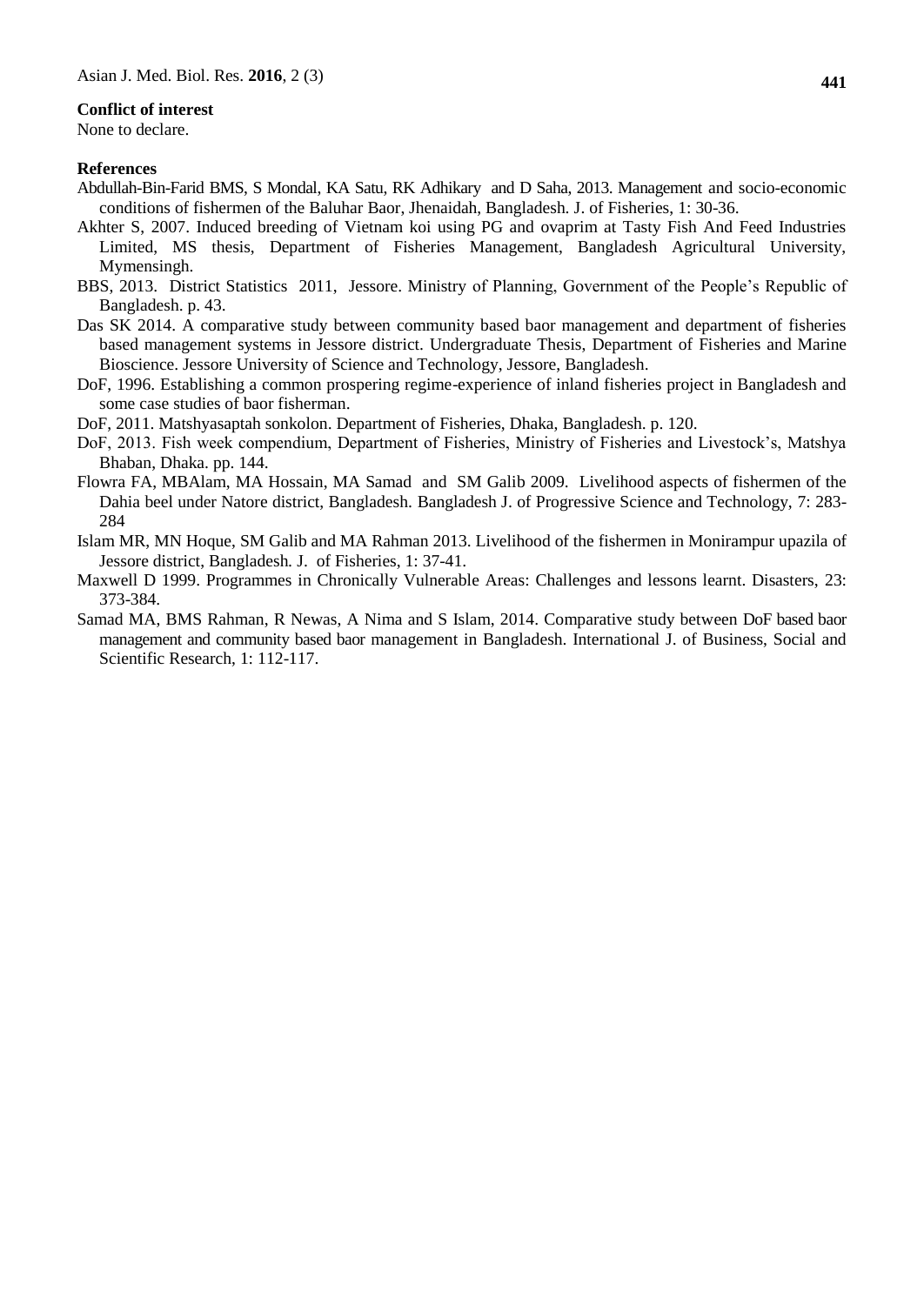**Conflict of interest**

None to declare.

**References**

Abdullah-Bin-Farid BMS, S Mondal, KA Satu, RK Adhikary and D Saha, 2013. Management and socio-economic conditions of fishermen of the Baluhar Baor, Jhenaidah, Bangladesh. J. of Fisheries, 1: 30-36.

Akhter S, 2007. Induced breeding of Vietnam koi using PG and ovaprim at Tasty Fish And Feed Industries Limited, MS thesis, Department of Fisheries Management, Bangladesh Agricultural University, Mymensingh.

BBS, 2013. District Statistics 2011, Jessore. Ministry of Planning, Government of the People's Republic of Bangladesh. p. 43.

Das SK 2014. A comparative study between community based baor management and department of fisheries based management systems in Jessore district. Undergraduate Thesis, Department of Fisheries and Marine Bioscience. Jessore University of Science and Technology, Jessore, Bangladesh.

DoF, 1996. Establishing a common prospering regime-experience of inland fisheries project in Bangladesh and some case studies of baor fisherman.

DoF, 2011. Matshyasaptah sonkolon. Department of Fisheries, Dhaka, Bangladesh. p. 120.

DoF, 2013. Fish week compendium, Department of Fisheries, Ministry of Fisheries and Livestock's, Matshya Bhaban, Dhaka. pp. 144.

Flowra FA, MBAlam, MA Hossain, MA Samad and SM Galib 2009. Livelihood aspects of fishermen of the Dahia beel under Natore district, Bangladesh. Bangladesh J. of Progressive Science and Technology, 7: 283-284

Islam MR, MN Hoque, SM Galib and MA Rahman 2013. Livelihood of the fishermen in Monirampur upazila of Jessore district, Bangladesh. J. of Fisheries, 1: 37-41.

Maxwell D 1999. Programmes in Chronically Vulnerable Areas: Challenges and lessons learnt. Disasters, 23: 373-384.

Samad MA, BMS Rahman, R Newas, A Nima and S Islam, 2014. Comparative study between DoF based baor management and community based baor management in Bangladesh. International J. of Business, Social and Scientific Research, 1: 112-117.